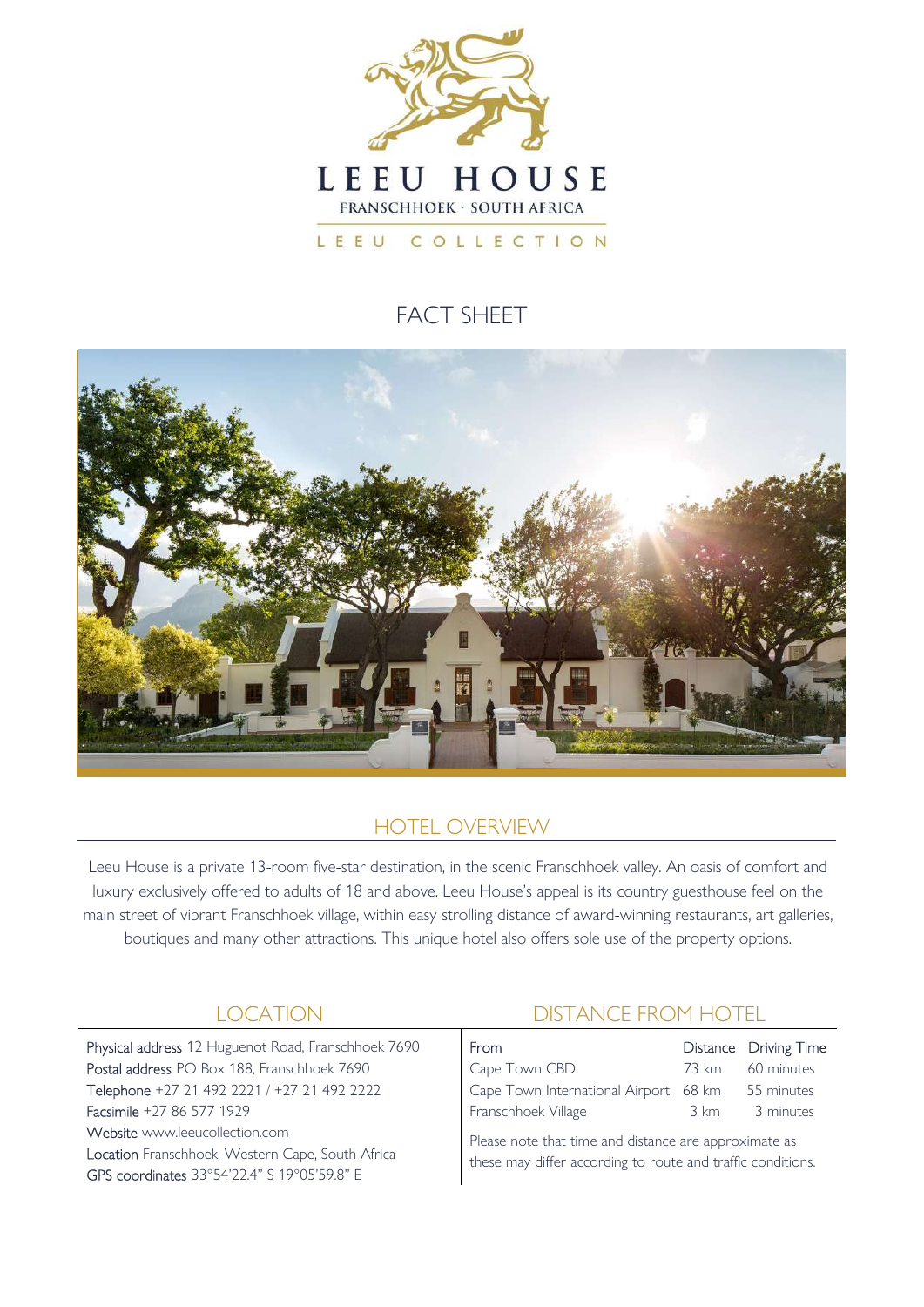# LEEU HOUSE

FRANSCHHOEK · SOUTH AFRICA

LEEU COLLECTION

## FACT SHEET

## HOTEL OVERVIEW

Leeu House is a private 13-room five-star destination, in the scenic Franschhoek valley. An oasis of comfort and luxury exclusively offered to adults of 18 and above. Leeu House's appeal is its country guesthouse feel on the main street of vibrant Franschhoek village, within easy strolling distance of award-winning restaurants, art galleries, boutiques and many other attractions. This unique hotel also offers sole use of the property options.

## LOCATION

**Physical address** 12 Huguenot Road, Franschhoek 7690
**Postal address** PO Box 188, Franschhoek 7690
**Telephone** +27 21 492 2221 / +27 21 492 2222
**Facsimile** +27 86 577 1929
**Website** www.leeucollection.com
**Location** Franschhoek, Western Cape, South Africa
**GPS coordinates** 33°54'22.4" S 19°05'59.8" E

## DISTANCE FROM HOTEL

| From | Distance | Driving Time |
|---|---|---|
| Cape Town CBD | 73 km | 60 minutes |
| Cape Town International Airport | 68 km | 55 minutes |
| Franschhoek Village | 3 km | 3 minutes |

Please note that time and distance are approximate as these may differ according to route and traffic conditions.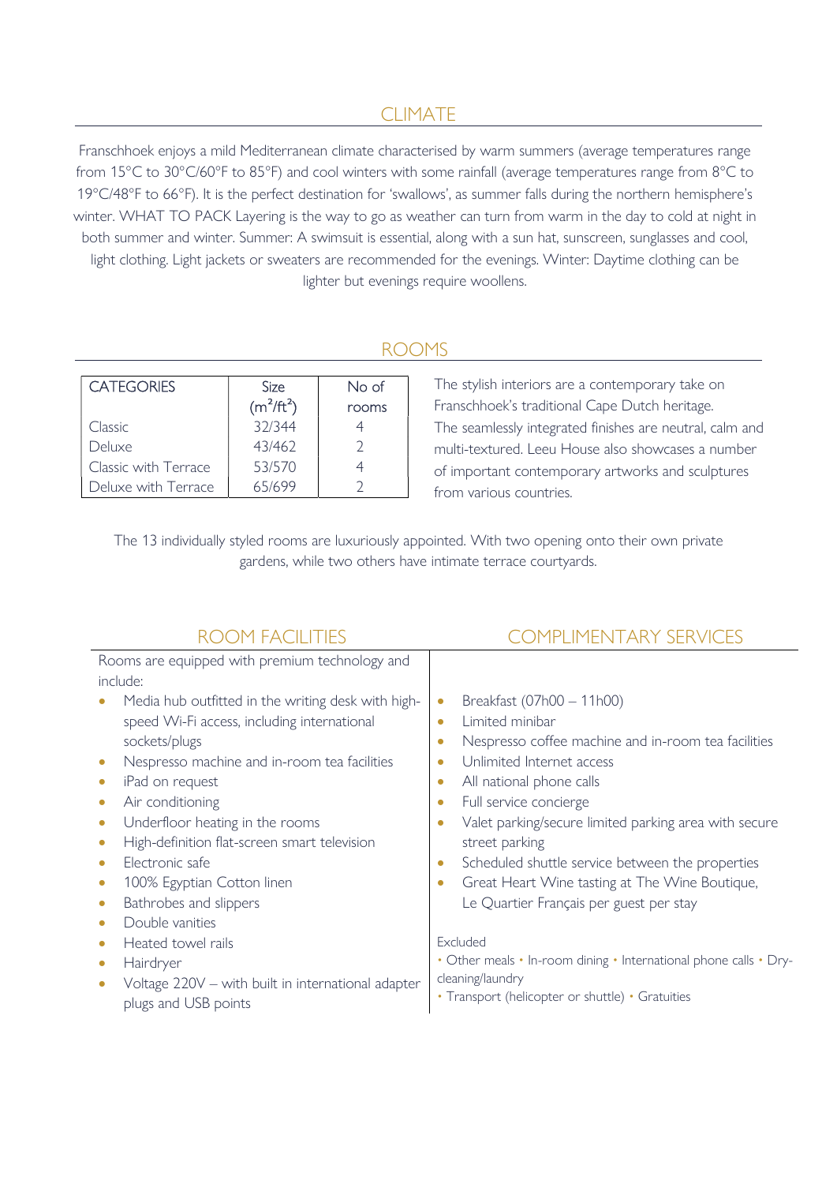## CLIMATE

Franschhoek enjoys a mild Mediterranean climate characterised by warm summers (average temperatures range from 15°C to 30°C/60°F to 85°F) and cool winters with some rainfall (average temperatures range from 8°C to 19°C/48°F to 66°F). It is the perfect destination for 'swallows', as summer falls during the northern hemisphere's winter. WHAT TO PACK Layering is the way to go as weather can turn from warm in the day to cold at night in both summer and winter. Summer: A swimsuit is essential, along with a sun hat, sunscreen, sunglasses and cool, light clothing. Light jackets or sweaters are recommended for the evenings. Winter: Daytime clothing can be lighter but evenings require woollens.

## ROOMS

| CATEGORIES | Size ($m^2$/$ft^2$) | No of rooms |
|---|---|---|
| Classic | 32/344 | 4 |
| Deluxe | 43/462 | 2 |
| Classic with Terrace | 53/570 | 4 |
| Deluxe with Terrace | 65/699 | 2 |

The stylish interiors are a contemporary take on Franschhoek's traditional Cape Dutch heritage. The seamlessly integrated finishes are neutral, calm and multi-textured. Leeu House also showcases a number of important contemporary artworks and sculptures from various countries.

The 13 individually styled rooms are luxuriously appointed. With two opening onto their own private gardens, while two others have intimate terrace courtyards.

## ROOM FACILITIES

Rooms are equipped with premium technology and include:

- Media hub outfitted in the writing desk with high-speed Wi-Fi access, including international sockets/plugs
- Nespresso machine and in-room tea facilities
- iPad on request
- Air conditioning
- Underfloor heating in the rooms
- High-definition flat-screen smart television
- Electronic safe
- 100% Egyptian Cotton linen
- Bathrobes and slippers
- Double vanities
- Heated towel rails
- Hairdryer
- Voltage 220V – with built in international adapter plugs and USB points

## COMPLIMENTARY SERVICES

- Breakfast (07h00 – 11h00)
- Limited minibar
- Nespresso coffee machine and in-room tea facilities
- Unlimited Internet access
- All national phone calls
- Full service concierge
- Valet parking/secure limited parking area with secure street parking
- Scheduled shuttle service between the properties
- Great Heart Wine tasting at The Wine Boutique, Le Quartier Français per guest per stay

Excluded

• Other meals • In-room dining • International phone calls • Dry-cleaning/laundry
• Transport (helicopter or shuttle) • Gratuities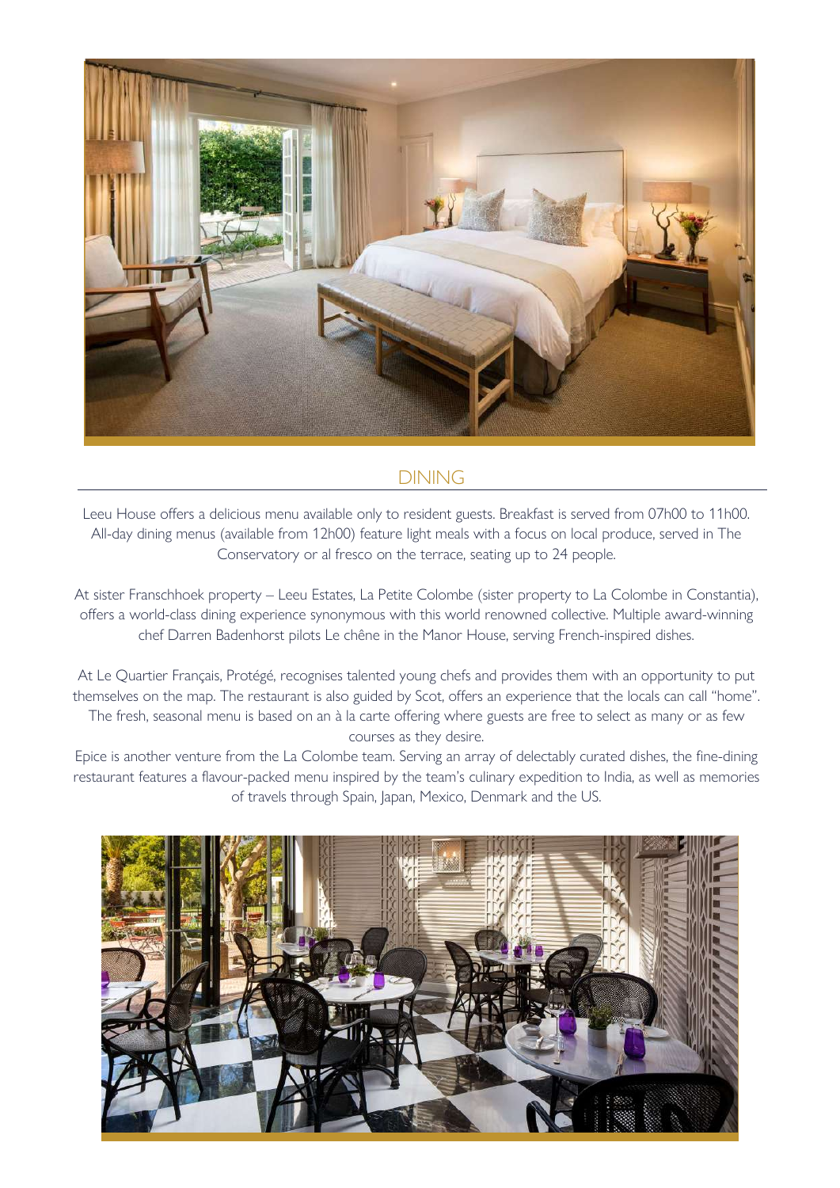## DINING

Leeu House offers a delicious menu available only to resident guests. Breakfast is served from 07h00 to 11h00. All-day dining menus (available from 12h00) feature light meals with a focus on local produce, served in The Conservatory or al fresco on the terrace, seating up to 24 people.

At sister Franschhoek property – Leeu Estates, La Petite Colombe (sister property to La Colombe in Constantia), offers a world-class dining experience synonymous with this world renowned collective. Multiple award-winning chef Darren Badenhorst pilots Le chêne in the Manor House, serving French-inspired dishes.

At Le Quartier Français, Protégé, recognises talented young chefs and provides them with an opportunity to put themselves on the map. The restaurant is also guided by Scot, offers an experience that the locals can call "home". The fresh, seasonal menu is based on an à la carte offering where guests are free to select as many or as few courses as they desire.

Epice is another venture from the La Colombe team. Serving an array of delectably curated dishes, the fine-dining restaurant features a flavour-packed menu inspired by the team's culinary expedition to India, as well as memories of travels through Spain, Japan, Mexico, Denmark and the US.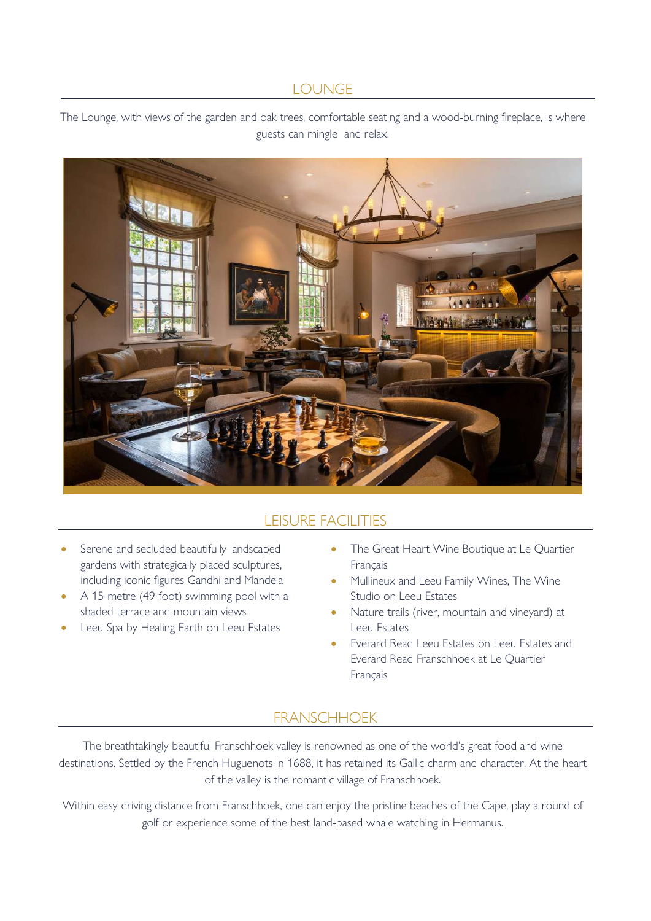## LOUNGE

The Lounge, with views of the garden and oak trees, comfortable seating and a wood-burning fireplace, is where guests can mingle and relax.

## LEISURE FACILITIES

- Serene and secluded beautifully landscaped gardens with strategically placed sculptures, including iconic figures Gandhi and Mandela
- A 15-metre (49-foot) swimming pool with a shaded terrace and mountain views
- Leeu Spa by Healing Earth on Leeu Estates
- The Great Heart Wine Boutique at Le Quartier Français
- Mullineux and Leeu Family Wines, The Wine Studio on Leeu Estates
- Nature trails (river, mountain and vineyard) at Leeu Estates
- Everard Read Leeu Estates on Leeu Estates and Everard Read Franschhoek at Le Quartier Français

## FRANSCHHOEK

The breathtakingly beautiful Franschhoek valley is renowned as one of the world's great food and wine destinations. Settled by the French Huguenots in 1688, it has retained its Gallic charm and character. At the heart of the valley is the romantic village of Franschhoek.

Within easy driving distance from Franschhoek, one can enjoy the pristine beaches of the Cape, play a round of golf or experience some of the best land-based whale watching in Hermanus.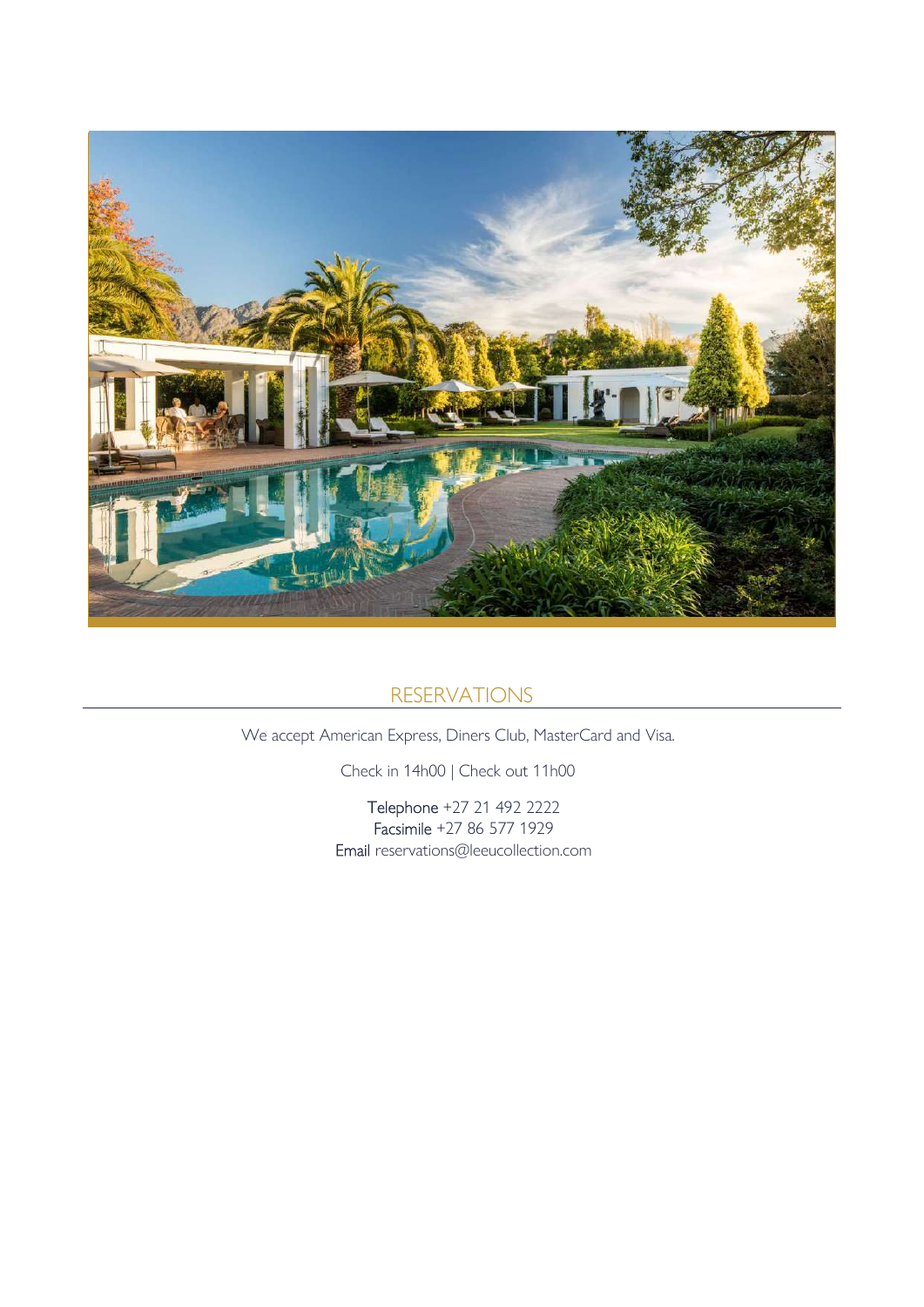## RESERVATIONS

We accept American Express, Diners Club, MasterCard and Visa.

Check in 14h00 | Check out 11h00

Telephone +27 21 492 2222
Facsimile +27 86 577 1929
Email reservations@leeucollection.com